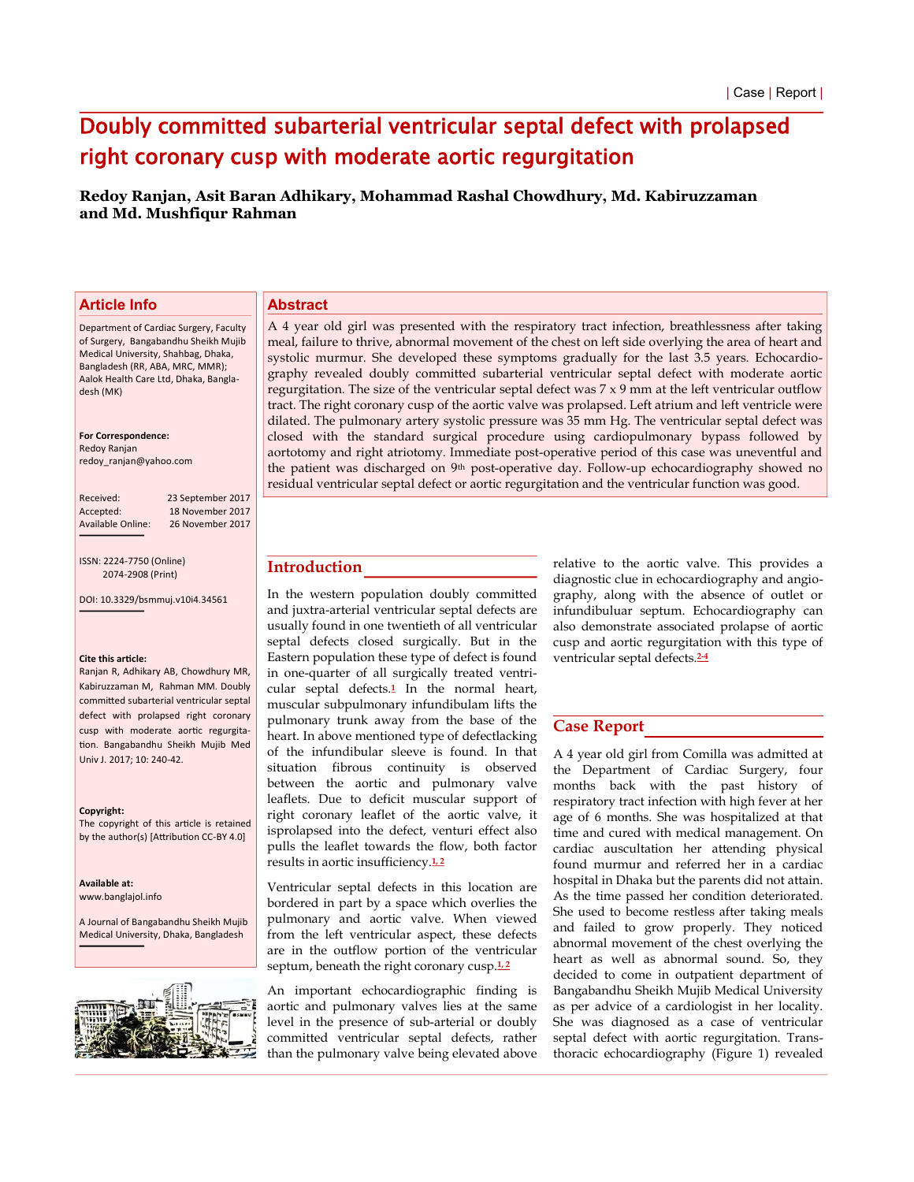| Case | Report |

# Doubly committed subarterial ventricular septal defect with prolapsed right coronary cusp with moderate aortic regurgitation

**Redoy Ranjan, Asit Baran Adhikary, Mohammad Rashal Chowdhury, Md. Kabiruzzaman and Md. Mushfiqur Rahman**

## Article Info

Department of Cardiac Surgery, Faculty of Surgery, Bangabandhu Sheikh Mujib Medical University, Shahbag, Dhaka, Bangladesh (RR, ABA, MRC, MMR); Aalok Health Care Ltd, Dhaka, Bangladesh (MK)

**For Correspondence:**
Redoy Ranjan
redoy_ranjan@yahoo.com

Received: 23 September 2017
Accepted: 18 November 2017
Available Online: 26 November 2017

ISSN: 2224-7750 (Online)
2074-2908 (Print)

DOI: 10.3329/bsmmuj.v10i4.34561

**Cite this article:**
Ranjan R, Adhikary AB, Chowdhury MR, Kabiruzzaman M, Rahman MM. Doubly committed subarterial ventricular septal defect with prolapsed right coronary cusp with moderate aortic regurgitation. Bangabandhu Sheikh Mujib Med Univ J. 2017; 10: 240-42.

**Copyright:**
The copyright of this article is retained by the author(s) [Attribution CC-BY 4.0]

**Available at:**
www.banglajol.info

A Journal of Bangabandhu Sheikh Mujib Medical University, Dhaka, Bangladesh

## Abstract

A 4 year old girl was presented with the respiratory tract infection, breathlessness after taking meal, failure to thrive, abnormal movement of the chest on left side overlying the area of heart and systolic murmur. She developed these symptoms gradually for the last 3.5 years. Echocardiography revealed doubly committed subarterial ventricular septal defect with moderate aortic regurgitation. The size of the ventricular septal defect was 7 x 9 mm at the left ventricular outflow tract. The right coronary cusp of the aortic valve was prolapsed. Left atrium and left ventricle were dilated. The pulmonary artery systolic pressure was 35 mm Hg. The ventricular septal defect was closed with the standard surgical procedure using cardiopulmonary bypass followed by aortotomy and right atriotomy. Immediate post-operative period of this case was uneventful and the patient was discharged on 9th post-operative day. Follow-up echocardiography showed no residual ventricular septal defect or aortic regurgitation and the ventricular function was good.

## Introduction

In the western population doubly committed and juxta-arterial ventricular septal defects are usually found in one twentieth of all ventricular septal defects closed surgically. But in the Eastern population these type of defect is found in one-quarter of all surgically treated ventricular septal defects.[1] In the normal heart, muscular subpulmonary infundibulum lifts the pulmonary trunk away from the base of the heart. In above mentioned type of defectlacking of the infundibular sleeve is found. In that situation fibrous continuity is observed between the aortic and pulmonary valve leaflets. Due to deficit muscular support of right coronary leaflet of the aortic valve, it isprolapsed into the defect, venturi effect also pulls the leaflet towards the flow, both factor results in aortic insufficiency.[1, 2]

Ventricular septal defects in this location are bordered in part by a space which overlies the pulmonary and aortic valve. When viewed from the left ventricular aspect, these defects are in the outflow portion of the ventricular septum, beneath the right coronary cusp.[1, 2]

An important echocardiographic finding is aortic and pulmonary valves lies at the same level in the presence of sub-arterial or doubly committed ventricular septal defects, rather than the pulmonary valve being elevated above relative to the aortic valve. This provides a diagnostic clue in echocardiography and angiography, along with the absence of outlet or infundibuluar septum. Echocardiography can also demonstrate associated prolapse of aortic cusp and aortic regurgitation with this type of ventricular septal defects.[2-4]

## Case Report

A 4 year old girl from Comilla was admitted at the Department of Cardiac Surgery, four months back with the past history of respiratory tract infection with high fever at her age of 6 months. She was hospitalized at that time and cured with medical management. On cardiac auscultation her attending physical found murmur and referred her in a cardiac hospital in Dhaka but the parents did not attain. As the time passed her condition deteriorated. She used to become restless after taking meals and failed to grow properly. They noticed abnormal movement of the chest overlying the heart as well as abnormal sound. So, they decided to come in outpatient department of Bangabandhu Sheikh Mujib Medical University as per advice of a cardiologist in her locality. She was diagnosed as a case of ventricular septal defect with aortic regurgitation. Transthoracic echocardiography (Figure 1) revealed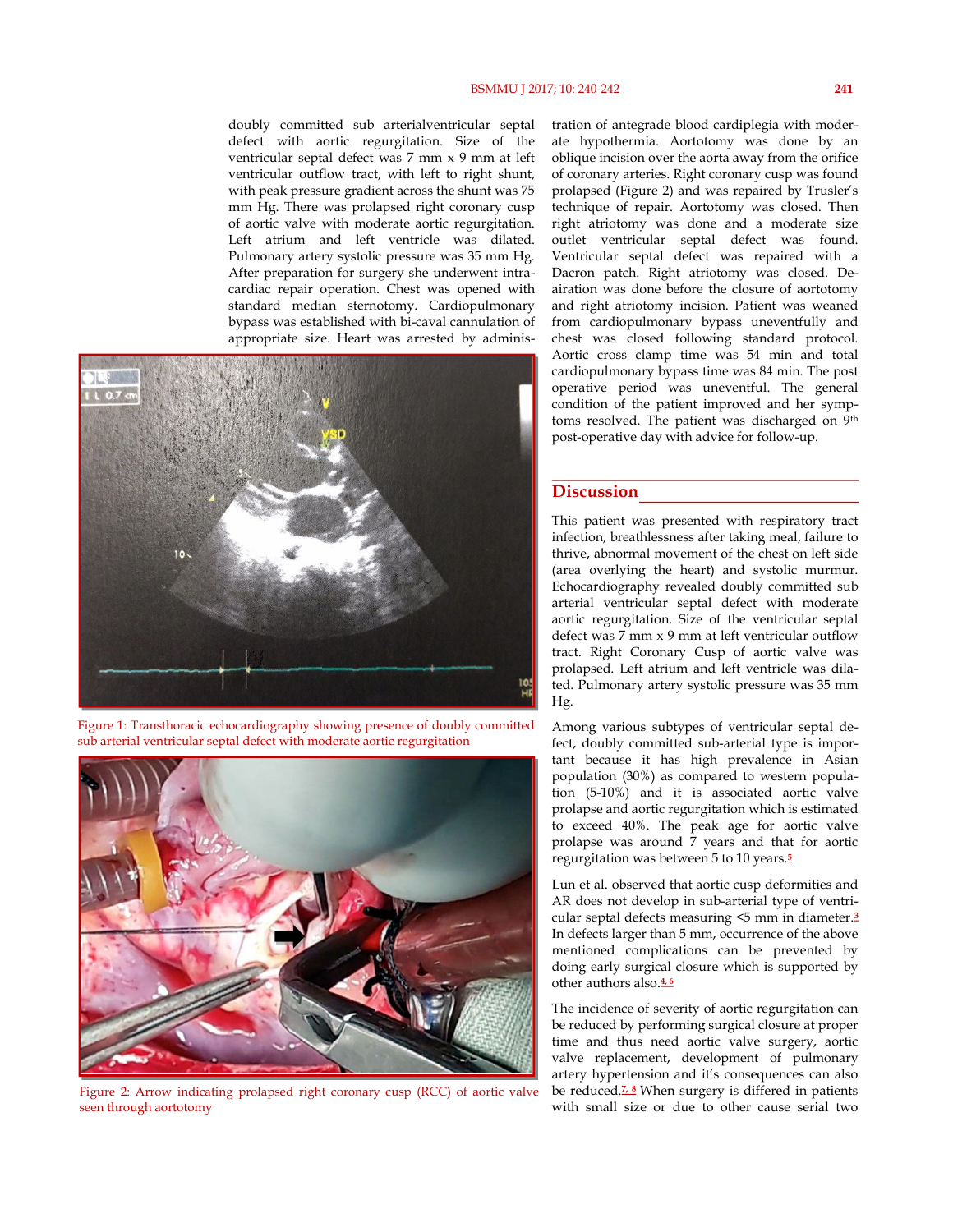doubly committed sub arterialventricular septal defect with aortic regurgitation. Size of the ventricular septal defect was 7 mm x 9 mm at left ventricular outflow tract, with left to right shunt, with peak pressure gradient across the shunt was 75 mm Hg. There was prolapsed right coronary cusp of aortic valve with moderate aortic regurgitation. Left atrium and left ventricle was dilated. Pulmonary artery systolic pressure was 35 mm Hg. After preparation for surgery she underwent intra-cardiac repair operation. Chest was opened with standard median sternotomy. Cardiopulmonary bypass was established with bi-caval cannulation of appropriate size. Heart was arrested by administration of antegrade blood cardiplegia with moderate hypothermia. Aortotomy was done by an oblique incision over the aorta away from the orifice of coronary arteries. Right coronary cusp was found prolapsed (Figure 2) and was repaired by Trusler's technique of repair. Aortotomy was closed. Then right atriotomy was done and a moderate size outlet ventricular septal defect was found. Ventricular septal defect was repaired with a Dacron patch. Right atriotomy was closed. De-airation was done before the closure of aortotomy and right atriotomy incision. Patient was weaned from cardiopulmonary bypass uneventfully and chest was closed following standard protocol. Aortic cross clamp time was 54 min and total cardiopulmonary bypass time was 84 min. The post operative period was uneventful. The general condition of the patient improved and her symptoms resolved. The patient was discharged on 9th post-operative day with advice for follow-up.

Figure 1: Transthoracic echocardiography showing presence of doubly committed sub arterial ventricular septal defect with moderate aortic regurgitation

Figure 2: Arrow indicating prolapsed right coronary cusp (RCC) of aortic valve seen through aortotomy

## Discussion

This patient was presented with respiratory tract infection, breathlessness after taking meal, failure to thrive, abnormal movement of the chest on left side (area overlying the heart) and systolic murmur. Echocardiography revealed doubly committed sub arterial ventricular septal defect with moderate aortic regurgitation. Size of the ventricular septal defect was 7 mm x 9 mm at left ventricular outflow tract. Right Coronary Cusp of aortic valve was prolapsed. Left atrium and left ventricle was dilated. Pulmonary artery systolic pressure was 35 mm Hg.

Among various subtypes of ventricular septal defect, doubly committed sub-arterial type is important because it has high prevalence in Asian population (30%) as compared to western population (5-10%) and it is associated aortic valve prolapse and aortic regurgitation which is estimated to exceed 40%. The peak age for aortic valve prolapse was around 7 years and that for aortic regurgitation was between 5 to 10 years.[5]

Lun et al. observed that aortic cusp deformities and AR does not develop in sub-arterial type of ventricular septal defects measuring <5 mm in diameter.[3] In defects larger than 5 mm, occurrence of the above mentioned complications can be prevented by doing early surgical closure which is supported by other authors also.[4, 6]

The incidence of severity of aortic regurgitation can be reduced by performing surgical closure at proper time and thus need aortic valve surgery, aortic valve replacement, development of pulmonary artery hypertension and it's consequences can also be reduced.[7, 8] When surgery is differed in patients with small size or due to other cause serial two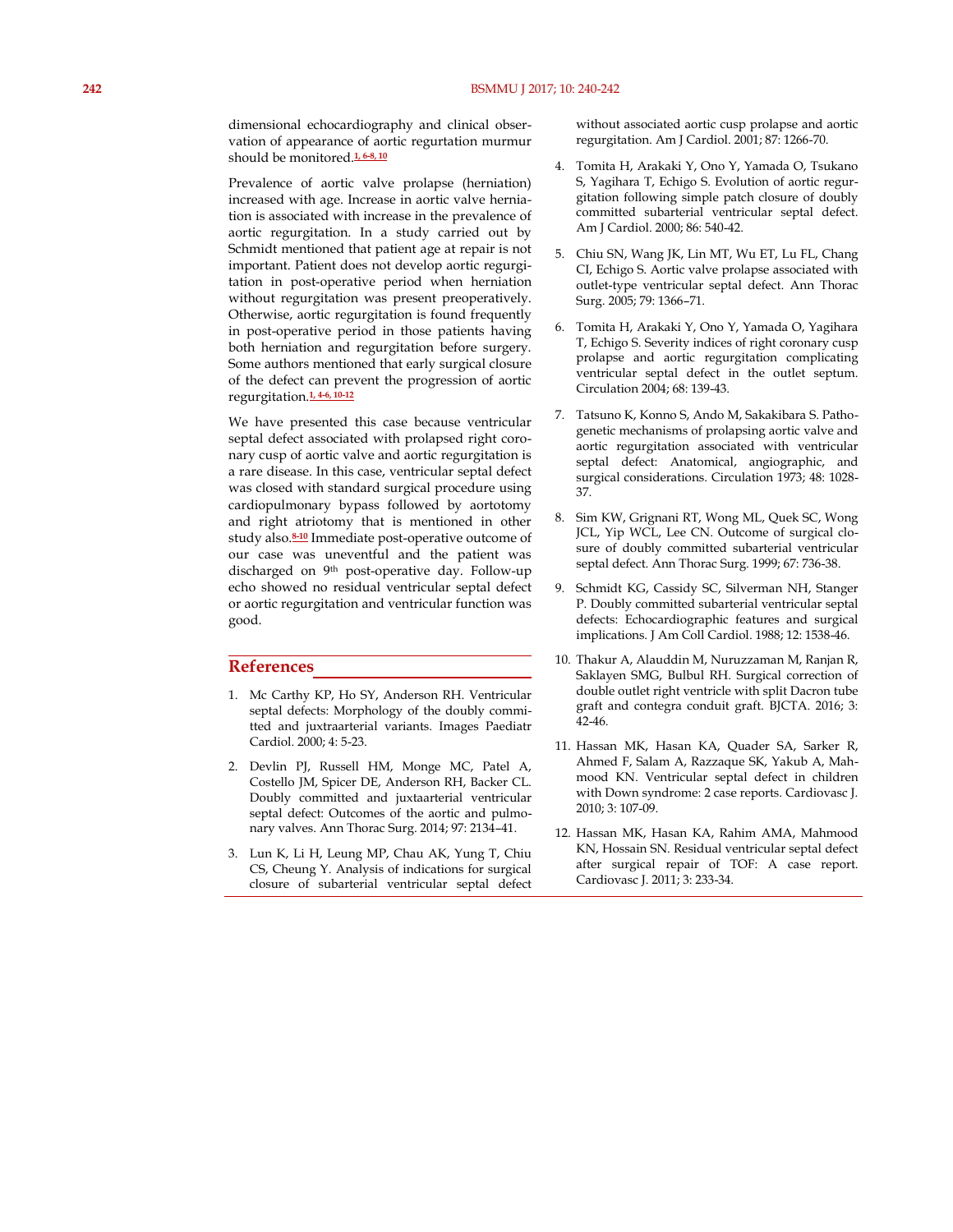dimensional echocardiography and clinical observation of appearance of aortic regurtation murmur should be monitored.[1, 6-8, 10]

Prevalence of aortic valve prolapse (herniation) increased with age. Increase in aortic valve herniation is associated with increase in the prevalence of aortic regurgitation. In a study carried out by Schmidt mentioned that patient age at repair is not important. Patient does not develop aortic regurgitation in post-operative period when herniation without regurgitation was present preoperatively. Otherwise, aortic regurgitation is found frequently in post-operative period in those patients having both herniation and regurgitation before surgery. Some authors mentioned that early surgical closure of the defect can prevent the progression of aortic regurgitation.[1, 4-6, 10-12]

We have presented this case because ventricular septal defect associated with prolapsed right coronary cusp of aortic valve and aortic regurgitation is a rare disease. In this case, ventricular septal defect was closed with standard surgical procedure using cardiopulmonary bypass followed by aortotomy and right atriotomy that is mentioned in other study also.[8-10] Immediate post-operative outcome of our case was uneventful and the patient was discharged on 9th post-operative day. Follow-up echo showed no residual ventricular septal defect or aortic regurgitation and ventricular function was good.

## References

1. Mc Carthy KP, Ho SY, Anderson RH. Ventricular septal defects: Morphology of the doubly committed and juxtraarterial variants. Images Paediatr Cardiol. 2000; 4: 5-23.
2. Devlin PJ, Russell HM, Monge MC, Patel A, Costello JM, Spicer DE, Anderson RH, Backer CL. Doubly committed and juxtaarterial ventricular septal defect: Outcomes of the aortic and pulmonary valves. Ann Thorac Surg. 2014; 97: 2134–41.
3. Lun K, Li H, Leung MP, Chau AK, Yung T, Chiu CS, Cheung Y. Analysis of indications for surgical closure of subarterial ventricular septal defect without associated aortic cusp prolapse and aortic regurgitation. Am J Cardiol. 2001; 87: 1266-70.
4. Tomita H, Arakaki Y, Ono Y, Yamada O, Tsukano S, Yagihara T, Echigo S. Evolution of aortic regurgitation following simple patch closure of doubly committed subarterial ventricular septal defect. Am J Cardiol. 2000; 86: 540-42.
5. Chiu SN, Wang JK, Lin MT, Wu ET, Lu FL, Chang CI, Echigo S. Aortic valve prolapse associated with outlet-type ventricular septal defect. Ann Thorac Surg. 2005; 79: 1366–71.
6. Tomita H, Arakaki Y, Ono Y, Yamada O, Yagihara T, Echigo S. Severity indices of right coronary cusp prolapse and aortic regurgitation complicating ventricular septal defect in the outlet septum. Circulation 2004; 68: 139-43.
7. Tatsuno K, Konno S, Ando M, Sakakibara S. Pathogenetic mechanisms of prolapsing aortic valve and aortic regurgitation associated with ventricular septal defect: Anatomical, angiographic, and surgical considerations. Circulation 1973; 48: 1028-37.
8. Sim KW, Grignani RT, Wong ML, Quek SC, Wong JCL, Yip WCL, Lee CN. Outcome of surgical closure of doubly committed subarterial ventricular septal defect. Ann Thorac Surg. 1999; 67: 736-38.
9. Schmidt KG, Cassidy SC, Silverman NH, Stanger P. Doubly committed subarterial ventricular septal defects: Echocardiographic features and surgical implications. J Am Coll Cardiol. 1988; 12: 1538-46.
10. Thakur A, Alauddin M, Nuruzzaman M, Ranjan R, Saklayen SMG, Bulbul RH. Surgical correction of double outlet right ventricle with split Dacron tube graft and contegra conduit graft. BJCTA. 2016; 3: 42-46.
11. Hassan MK, Hasan KA, Quader SA, Sarker R, Ahmed F, Salam A, Razzaque SK, Yakub A, Mahmood KN. Ventricular septal defect in children with Down syndrome: 2 case reports. Cardiovasc J. 2010; 3: 107-09.
12. Hassan MK, Hasan KA, Rahim AMA, Mahmood KN, Hossain SN. Residual ventricular septal defect after surgical repair of TOF: A case report. Cardiovasc J. 2011; 3: 233-34.